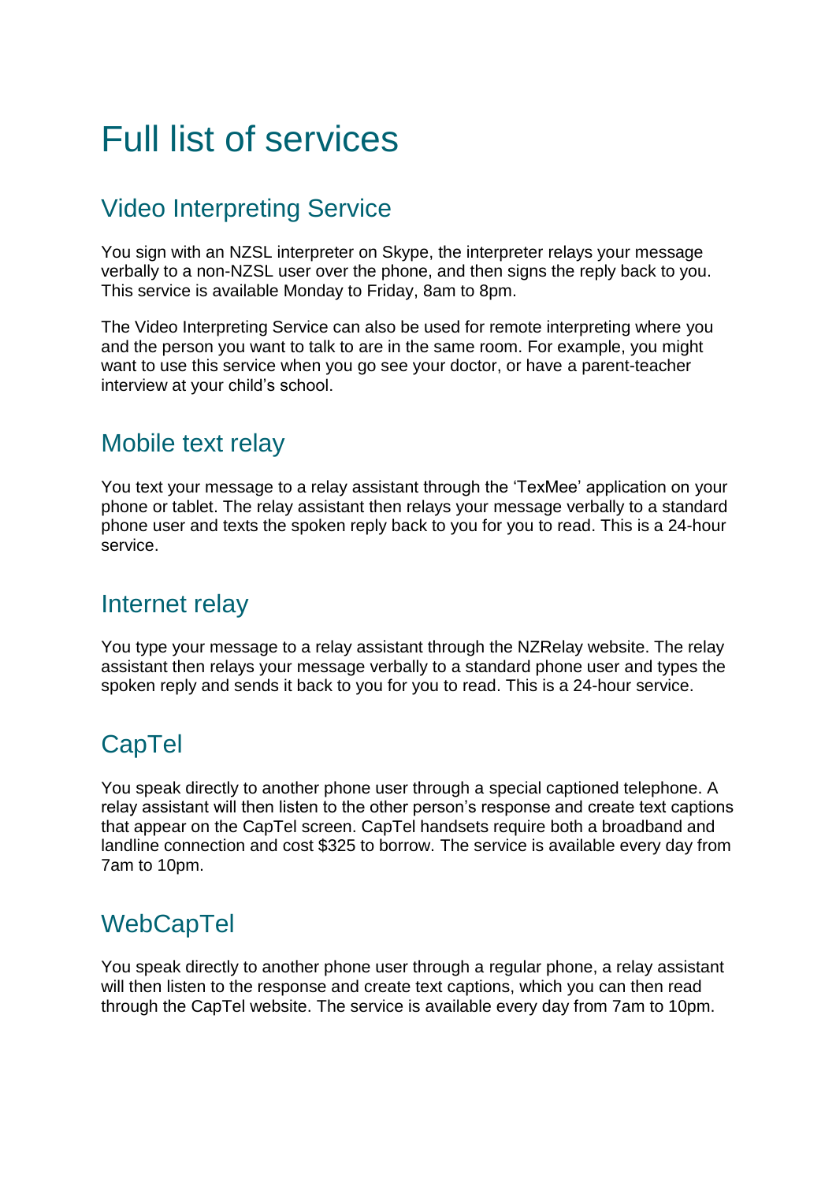# Full list of services

## Video Interpreting Service

You sign with an NZSL interpreter on Skype, the interpreter relays your message verbally to a non-NZSL user over the phone, and then signs the reply back to you. This service is available Monday to Friday, 8am to 8pm.

The Video Interpreting Service can also be used for remote interpreting where you and the person you want to talk to are in the same room. For example, you might want to use this service when you go see your doctor, or have a parent-teacher interview at your child's school.

## Mobile text relay

You text your message to a relay assistant through the 'TexMee' application on your phone or tablet. The relay assistant then relays your message verbally to a standard phone user and texts the spoken reply back to you for you to read. This is a 24-hour service.

## Internet relay

You type your message to a relay assistant through the NZRelay website. The relay assistant then relays your message verbally to a standard phone user and types the spoken reply and sends it back to you for you to read. This is a 24-hour service.

## CapTel

You speak directly to another phone user through a special captioned telephone. A relay assistant will then listen to the other person's response and create text captions that appear on the CapTel screen. CapTel handsets require both a broadband and landline connection and cost $325 to borrow. The service is available every day from 7am to 10pm.

## WebCapTel

You speak directly to another phone user through a regular phone, a relay assistant will then listen to the response and create text captions, which you can then read through the CapTel website. The service is available every day from 7am to 10pm.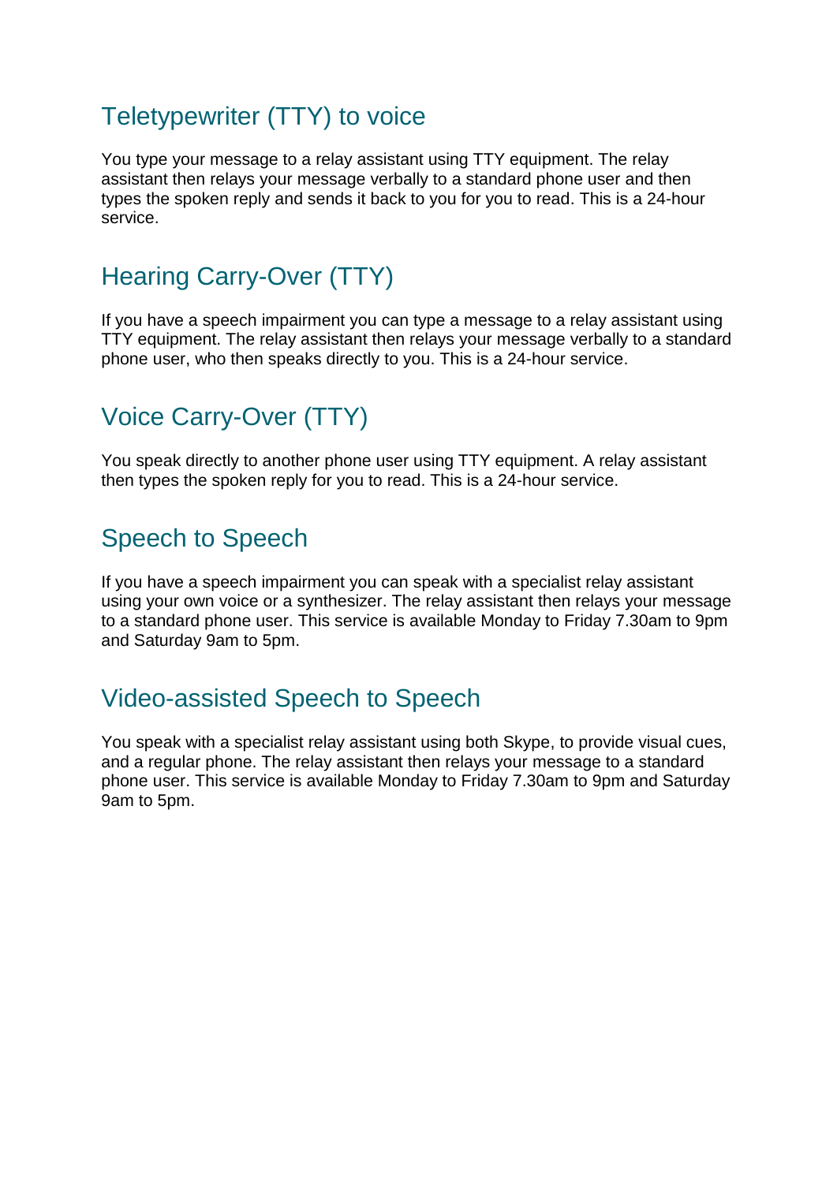## Teletypewriter (TTY) to voice

You type your message to a relay assistant using TTY equipment. The relay assistant then relays your message verbally to a standard phone user and then types the spoken reply and sends it back to you for you to read. This is a 24-hour service.

## Hearing Carry-Over (TTY)

If you have a speech impairment you can type a message to a relay assistant using TTY equipment. The relay assistant then relays your message verbally to a standard phone user, who then speaks directly to you. This is a 24-hour service.

## Voice Carry-Over (TTY)

You speak directly to another phone user using TTY equipment. A relay assistant then types the spoken reply for you to read. This is a 24-hour service.

## Speech to Speech

If you have a speech impairment you can speak with a specialist relay assistant using your own voice or a synthesizer. The relay assistant then relays your message to a standard phone user. This service is available Monday to Friday 7.30am to 9pm and Saturday 9am to 5pm.

## Video-assisted Speech to Speech

You speak with a specialist relay assistant using both Skype, to provide visual cues, and a regular phone. The relay assistant then relays your message to a standard phone user. This service is available Monday to Friday 7.30am to 9pm and Saturday 9am to 5pm.